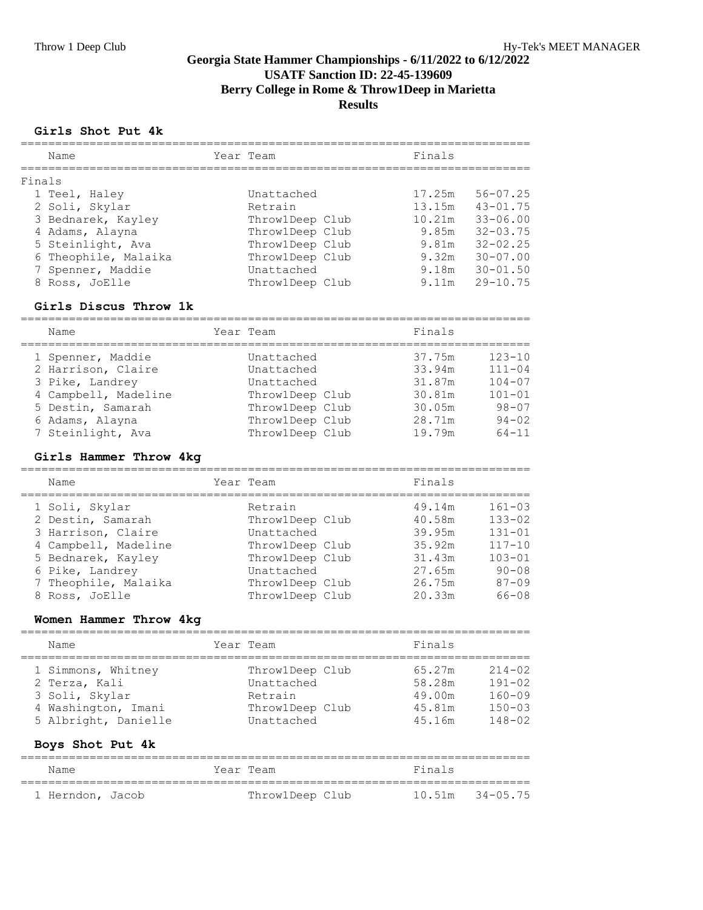# Georgia State Hammer Championships - 6/11/2022 to 6/12/2022

## USATF Sanction ID: 22-45-139609

## Berry College in Rome & Throw1Deep in Marietta

## Results

### Girls Shot Put 4k

| | Name | Year | Team | Finals | |
|---|---|---|---|---|---|
| **Finals** | | | | | |
| 1 | Teel, Haley | | Unattached | 17.25m | 56-07.25 |
| 2 | Soli, Skylar | | Retrain | 13.15m | 43-01.75 |
| 3 | Bednarek, Kayley | | Throw1Deep Club | 10.21m | 33-06.00 |
| 4 | Adams, Alayna | | Throw1Deep Club | 9.85m | 32-03.75 |
| 5 | Steinlight, Ava | | Throw1Deep Club | 9.81m | 32-02.25 |
| 6 | Theophile, Malaika | | Throw1Deep Club | 9.32m | 30-07.00 |
| 7 | Spenner, Maddie | | Unattached | 9.18m | 30-01.50 |
| 8 | Ross, JoElle | | Throw1Deep Club | 9.11m | 29-10.75 |

### Girls Discus Throw 1k

| | Name | Year | Team | Finals | |
|---|---|---|---|---|---|
| 1 | Spenner, Maddie | | Unattached | 37.75m | 123-10 |
| 2 | Harrison, Claire | | Unattached | 33.94m | 111-04 |
| 3 | Pike, Landrey | | Unattached | 31.87m | 104-07 |
| 4 | Campbell, Madeline | | Throw1Deep Club | 30.81m | 101-01 |
| 5 | Destin, Samarah | | Throw1Deep Club | 30.05m | 98-07 |
| 6 | Adams, Alayna | | Throw1Deep Club | 28.71m | 94-02 |
| 7 | Steinlight, Ava | | Throw1Deep Club | 19.79m | 64-11 |

### Girls Hammer Throw 4kg

| | Name | Year | Team | Finals | |
|---|---|---|---|---|---|
| 1 | Soli, Skylar | | Retrain | 49.14m | 161-03 |
| 2 | Destin, Samarah | | Throw1Deep Club | 40.58m | 133-02 |
| 3 | Harrison, Claire | | Unattached | 39.95m | 131-01 |
| 4 | Campbell, Madeline | | Throw1Deep Club | 35.92m | 117-10 |
| 5 | Bednarek, Kayley | | Throw1Deep Club | 31.43m | 103-01 |
| 6 | Pike, Landrey | | Unattached | 27.65m | 90-08 |
| 7 | Theophile, Malaika | | Throw1Deep Club | 26.75m | 87-09 |
| 8 | Ross, JoElle | | Throw1Deep Club | 20.33m | 66-08 |

### Women Hammer Throw 4kg

| | Name | Year | Team | Finals | |
|---|---|---|---|---|---|
| 1 | Simmons, Whitney | | Throw1Deep Club | 65.27m | 214-02 |
| 2 | Terza, Kali | | Unattached | 58.28m | 191-02 |
| 3 | Soli, Skylar | | Retrain | 49.00m | 160-09 |
| 4 | Washington, Imani | | Throw1Deep Club | 45.81m | 150-03 |
| 5 | Albright, Danielle | | Unattached | 45.16m | 148-02 |

### Boys Shot Put 4k

| | Name | Year | Team | Finals | |
|---|---|---|---|---|---|
| 1 | Herndon, Jacob | | Throw1Deep Club | 10.51m | 34-05.75 |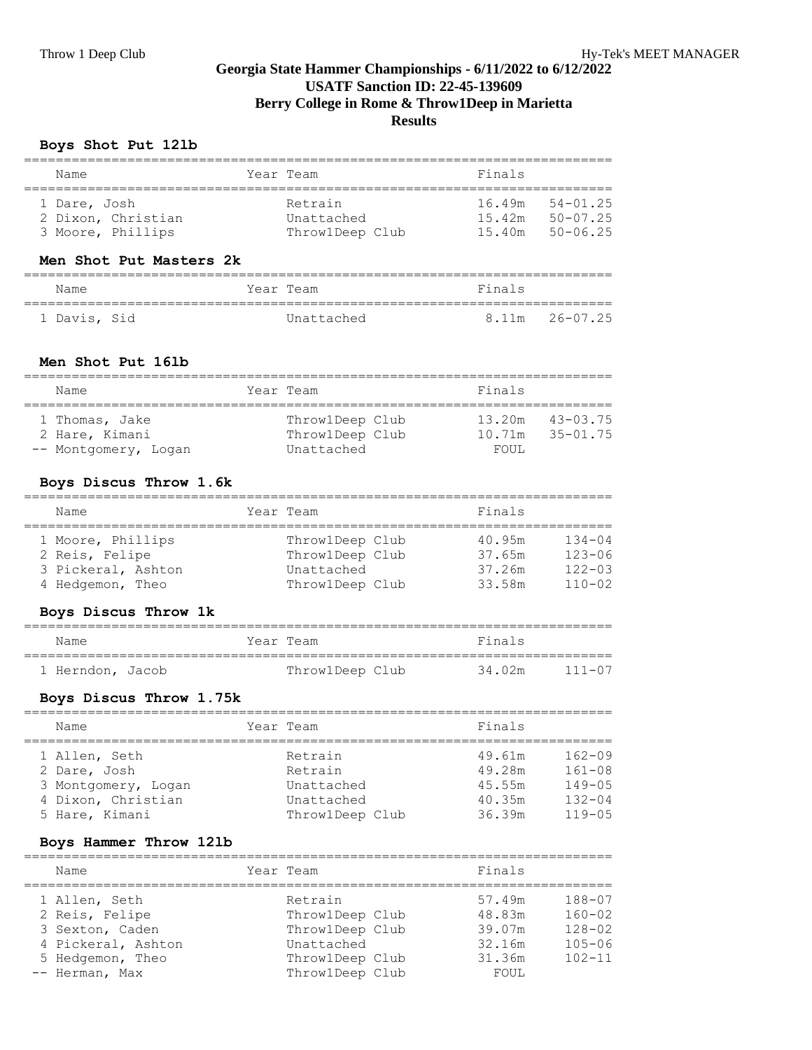# Georgia State Hammer Championships - 6/11/2022 to 6/12/2022
## USATF Sanction ID: 22-45-139609
## Berry College in Rome & Throw1Deep in Marietta
## Results

### Boys Shot Put 12lb

| Name | Year | Team | Finals | |
|---|---|---|---|---|
| 1 Dare, Josh | | Retrain | 16.49m | 54-01.25 |
| 2 Dixon, Christian | | Unattached | 15.42m | 50-07.25 |
| 3 Moore, Phillips | | Throw1Deep Club | 15.40m | 50-06.25 |

### Men Shot Put Masters 2k

| Name | Year | Team | Finals | |
|---|---|---|---|---|
| 1 Davis, Sid | | Unattached | 8.11m | 26-07.25 |

### Men Shot Put 16lb

| Name | Year | Team | Finals | |
|---|---|---|---|---|
| 1 Thomas, Jake | | Throw1Deep Club | 13.20m | 43-03.75 |
| 2 Hare, Kimani | | Throw1Deep Club | 10.71m | 35-01.75 |
| -- Montgomery, Logan | | Unattached | FOUL | |

### Boys Discus Throw 1.6k

| Name | Year | Team | Finals | |
|---|---|---|---|---|
| 1 Moore, Phillips | | Throw1Deep Club | 40.95m | 134-04 |
| 2 Reis, Felipe | | Throw1Deep Club | 37.65m | 123-06 |
| 3 Pickeral, Ashton | | Unattached | 37.26m | 122-03 |
| 4 Hedgemon, Theo | | Throw1Deep Club | 33.58m | 110-02 |

### Boys Discus Throw 1k

| Name | Year | Team | Finals | |
|---|---|---|---|---|
| 1 Herndon, Jacob | | Throw1Deep Club | 34.02m | 111-07 |

### Boys Discus Throw 1.75k

| Name | Year | Team | Finals | |
|---|---|---|---|---|
| 1 Allen, Seth | | Retrain | 49.61m | 162-09 |
| 2 Dare, Josh | | Retrain | 49.28m | 161-08 |
| 3 Montgomery, Logan | | Unattached | 45.55m | 149-05 |
| 4 Dixon, Christian | | Unattached | 40.35m | 132-04 |
| 5 Hare, Kimani | | Throw1Deep Club | 36.39m | 119-05 |

### Boys Hammer Throw 12lb

| Name | Year | Team | Finals | |
|---|---|---|---|---|
| 1 Allen, Seth | | Retrain | 57.49m | 188-07 |
| 2 Reis, Felipe | | Throw1Deep Club | 48.83m | 160-02 |
| 3 Sexton, Caden | | Throw1Deep Club | 39.07m | 128-02 |
| 4 Pickeral, Ashton | | Unattached | 32.16m | 105-06 |
| 5 Hedgemon, Theo | | Throw1Deep Club | 31.36m | 102-11 |
| -- Herman, Max | | Throw1Deep Club | FOUL | |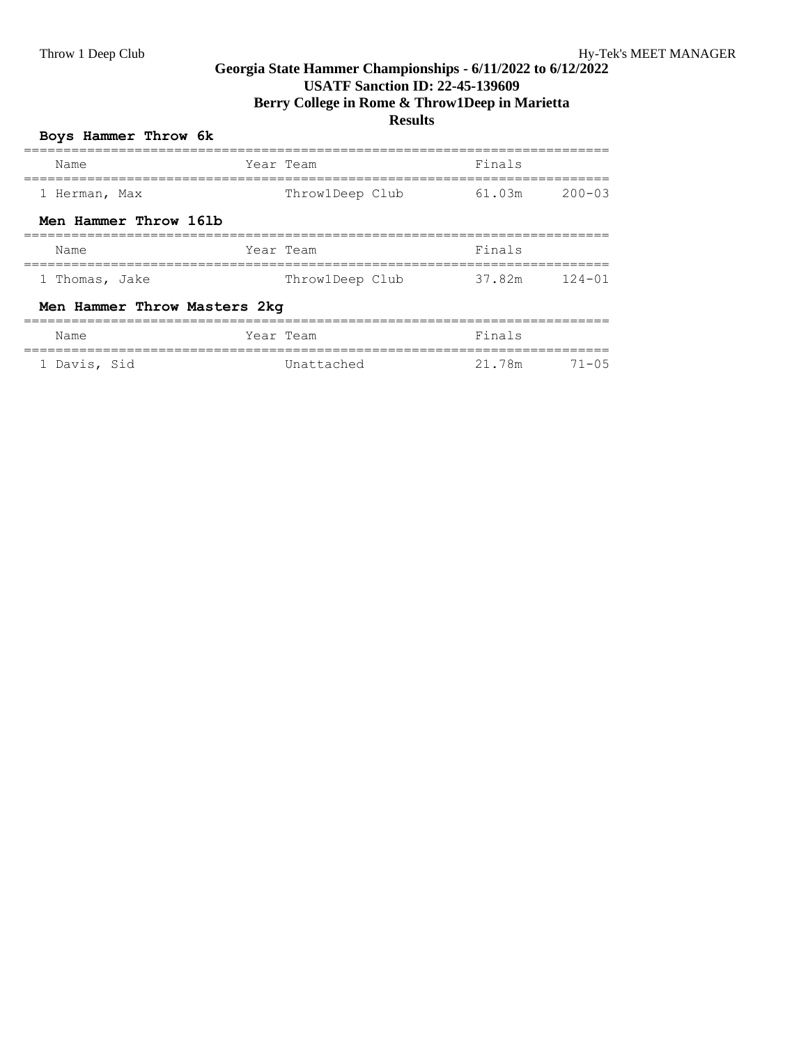## Georgia State Hammer Championships - 6/11/2022 to 6/12/2022
## USATF Sanction ID: 22-45-139609
## Berry College in Rome & Throw1Deep in Marietta
## Results

### Boys Hammer Throw 6k

| | Name | Year | Team | Finals | |
|---|---|---|---|---|---|
| 1 | Herman, Max | | Throw1Deep Club | 61.03m | 200-03 |

### Men Hammer Throw 16lb

| | Name | Year | Team | Finals | |
|---|---|---|---|---|---|
| 1 | Thomas, Jake | | Throw1Deep Club | 37.82m | 124-01 |

### Men Hammer Throw Masters 2kg

| | Name | Year | Team | Finals | |
|---|---|---|---|---|---|
| 1 | Davis, Sid | | Unattached | 21.78m | 71-05 |